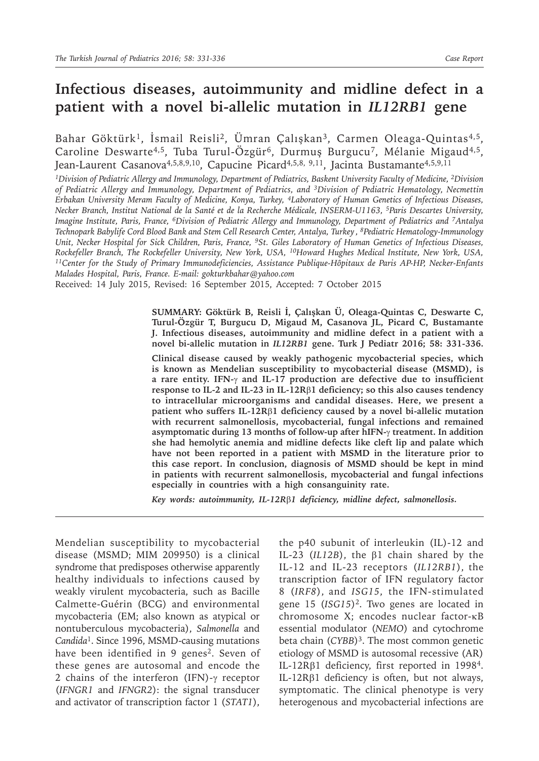# Infectious diseases, autoimmunity and midline defect in a patient with a novel bi-allelic mutation in *IL12RB1* gene

Bahar Göktürk[1], İsmail Reisli[2], Ümran Çalışkan[3], Carmen Oleaga-Quintas[4,5], Caroline Deswarte[4,5], Tuba Turul-Özgür[6], Durmuş Burgucu[7], Mélanie Migaud[4,5], Jean-Laurent Casanova[4,5,8,9,10], Capucine Picard[4,5,8, 9,11], Jacinta Bustamante[4,5,9,11]

*[1]Division of Pediatric Allergy and Immunology, Department of Pediatrics, Baskent University Faculty of Medicine, [2]Division of Pediatric Allergy and Immunology, Department of Pediatrics, and [3]Division of Pediatric Hematology, Necmettin Erbakan University Meram Faculty of Medicine, Konya, Turkey, [4]Laboratory of Human Genetics of Infectious Diseases, Necker Branch, Institut National de la Santé et de la Recherche Médicale, INSERM-U1163, [5]Paris Descartes University, Imagine Institute, Paris, France, [6]Division of Pediatric Allergy and Immunology, Department of Pediatrics and [7]Antalya Technopark Babylife Cord Blood Bank and Stem Cell Research Center, Antalya, Turkey, [8]Pediatric Hematology-Immunology Unit, Necker Hospital for Sick Children, Paris, France, [9]St. Giles Laboratory of Human Genetics of Infectious Diseases, Rockefeller Branch, The Rockefeller University, New York, USA, [10]Howard Hughes Medical Institute, New York, USA, [11]Center for the Study of Primary Immunodeficiencies, Assistance Publique-Hôpitaux de Paris AP-HP, Necker-Enfants Malades Hospital, Paris, France. E-mail: gokturkbahar@yahoo.com*

Received: 14 July 2015, Revised: 16 September 2015, Accepted: 7 October 2015

**SUMMARY: Göktürk B, Reisli İ, Çalışkan Ü, Oleaga-Quintas C, Deswarte C, Turul-Özgür T, Burgucu D, Migaud M, Casanova JL, Picard C, Bustamante J. Infectious diseases, autoimmunity and midline defect in a patient with a novel bi-allelic mutation in *IL12RB1* gene. Turk J Pediatr 2016; 58: 331-336.**

**Clinical disease caused by weakly pathogenic mycobacterial species, which is known as Mendelian susceptibility to mycobacterial disease (MSMD), is a rare entity. IFN-γ and IL-17 production are defective due to insufficient response to IL-2 and IL-23 in IL-12Rβ1 deficiency; so this also causes tendency to intracellular microorganisms and candidal diseases. Here, we present a patient who suffers IL-12Rβ1 deficiency caused by a novel bi-allelic mutation with recurrent salmonellosis, mycobacterial, fungal infections and remained asymptomatic during 13 months of follow-up after hIFN-γ treatment. In addition she had hemolytic anemia and midline defects like cleft lip and palate which have not been reported in a patient with MSMD in the literature prior to this case report. In conclusion, diagnosis of MSMD should be kept in mind in patients with recurrent salmonellosis, mycobacterial and fungal infections especially in countries with a high consanguinity rate.**

***Key words: autoimmunity, IL-12Rβ1 deficiency, midline defect, salmonellosis.***

---

Mendelian susceptibility to mycobacterial disease (MSMD; MIM 209950) is a clinical syndrome that predisposes otherwise apparently healthy individuals to infections caused by weakly virulent mycobacteria, such as Bacille Calmette-Guérin (BCG) and environmental mycobacteria (EM; also known as atypical or nontuberculous mycobacteria), *Salmonella* and *Candida*[1]. Since 1996, MSMD-causing mutations have been identified in 9 genes[2]. Seven of these genes are autosomal and encode the 2 chains of the interferon (IFN)-γ receptor (*IFNGR1* and *IFNGR2*): the signal transducer and activator of transcription factor 1 (*STAT1*), the p40 subunit of interleukin (IL)-12 and IL-23 (*IL12B*), the β1 chain shared by the IL-12 and IL-23 receptors (*IL12RB1*), the transcription factor of IFN regulatory factor 8 (*IRF8*), and *ISG15*, the IFN-stimulated gene 15 (*ISG15*)[2]. Two genes are located in chromosome X; encodes nuclear factor-κB essential modulator (*NEMO*) and cytochrome beta chain (*CYBB*)[3]. The most common genetic etiology of MSMD is autosomal recessive (AR) IL-12Rβ1 deficiency, first reported in 1998[4]. IL-12Rβ1 deficiency is often, but not always, symptomatic. The clinical phenotype is very heterogenous and mycobacterial infections are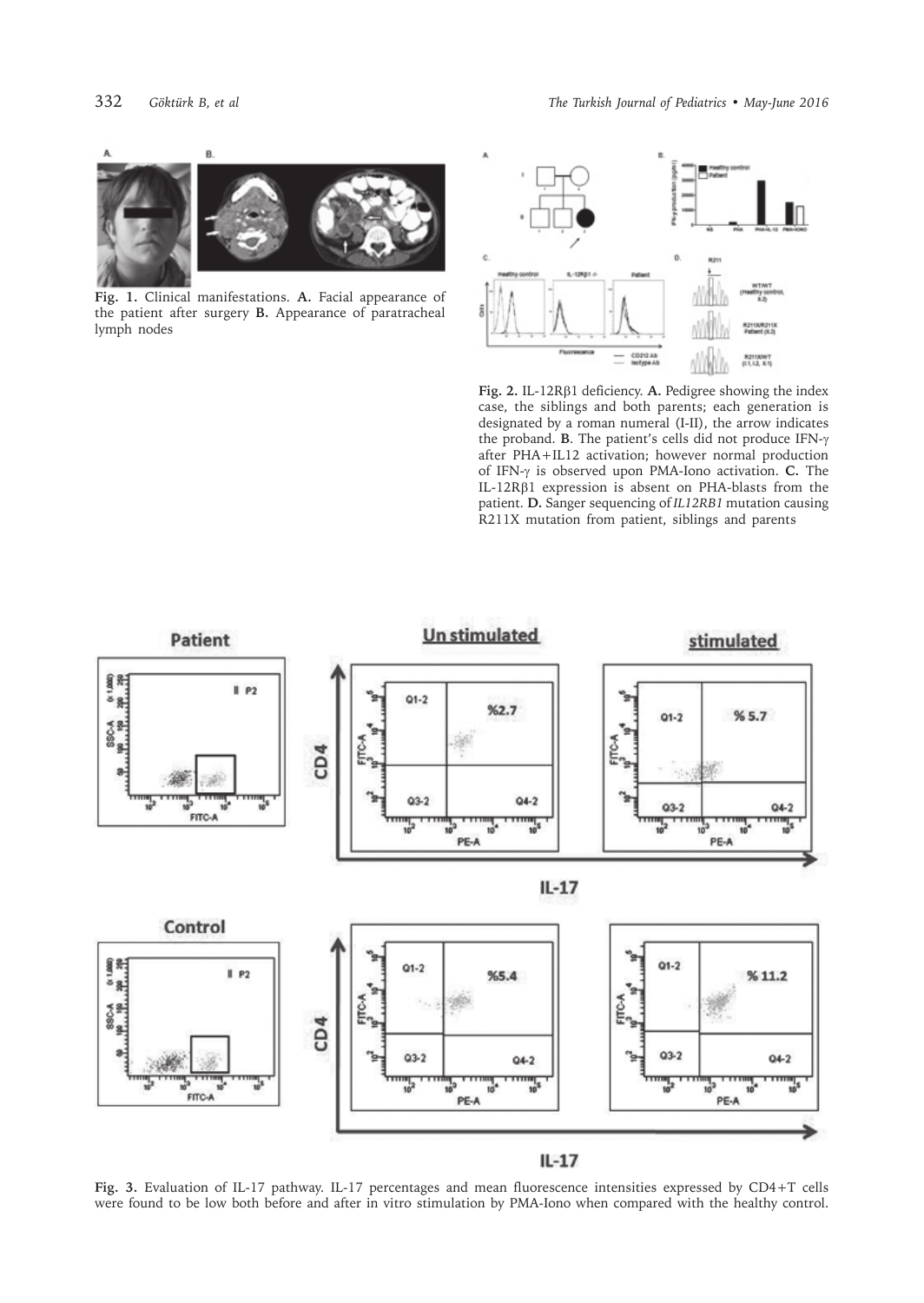**Fig. 1.** Clinical manifestations. **A.** Facial appearance of the patient after surgery **B.** Appearance of paratracheal lymph nodes

**Fig. 2.** IL-12Rβ1 deficiency. **A.** Pedigree showing the index case, the siblings and both parents; each generation is designated by a roman numeral (I-II), the arrow indicates the proband. **B**. The patient's cells did not produce IFN-γ after PHA+IL12 activation; however normal production of IFN-γ is observed upon PMA-Iono activation. **C.** The IL-12Rβ1 expression is absent on PHA-blasts from the patient. **D.** Sanger sequencing of *IL12RB1* mutation causing R211X mutation from patient, siblings and parents

**Fig. 3.** Evaluation of IL-17 pathway. IL-17 percentages and mean fluorescence intensities expressed by CD4+T cells were found to be low both before and after in vitro stimulation by PMA-Iono when compared with the healthy control.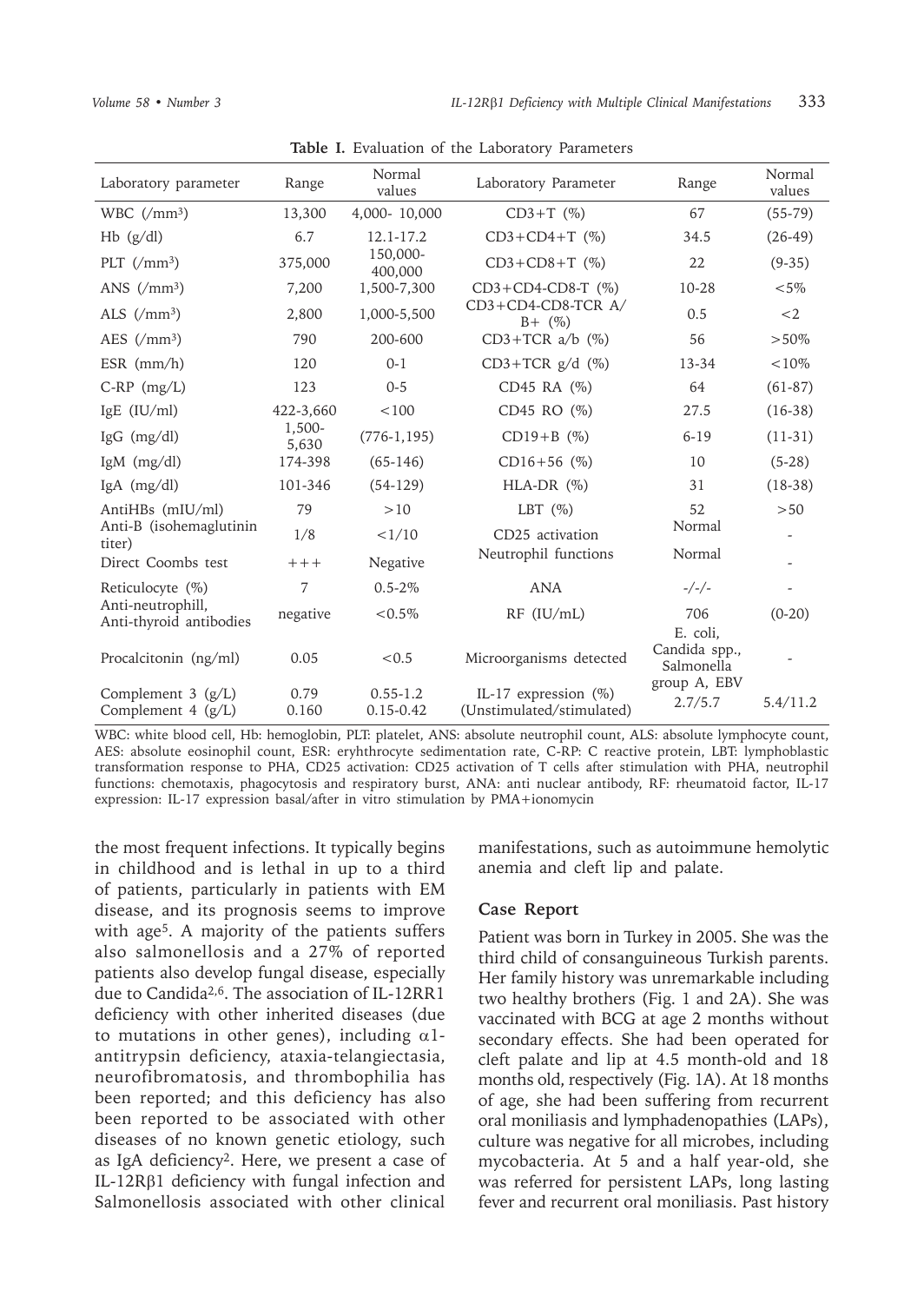**Table I.** Evaluation of the Laboratory Parameters

| Laboratory parameter | Range | Normal values | Laboratory Parameter | Range | Normal values |
|---|---|---|---|---|---|
| WBC (/mm$^3$) | 13,300 | 4,000- 10,000 | CD3+T (%) | 67 | (55-79) |
| Hb (g/dl) | 6.7 | 12.1-17.2 | CD3+CD4+T (%) | 34.5 | (26-49) |
| PLT (/mm$^3$) | 375,000 | 150,000-400,000 | CD3+CD8+T (%) | 22 | (9-35) |
| ANS (/mm$^3$) | 7,200 | 1,500-7,300 | CD3+CD4-CD8-T (%) | 10-28 | <5% |
| ALS (/mm$^3$) | 2,800 | 1,000-5,500 | CD3+CD4-CD8-TCR A/B+ (%) | 0.5 | <2 |
| AES (/mm$^3$) | 790 | 200-600 | CD3+TCR a/b (%) | 56 | >50% |
| ESR (mm/h) | 120 | 0-1 | CD3+TCR g/d (%) | 13-34 | <10% |
| C-RP (mg/L) | 123 | 0-5 | CD45 RA (%) | 64 | (61-87) |
| IgE (IU/ml) | 422-3,660 | <100 | CD45 RO (%) | 27.5 | (16-38) |
| IgG (mg/dl) | 1,500-5,630 | (776-1,195) | CD19+B (%) | 6-19 | (11-31) |
| IgM (mg/dl) | 174-398 | (65-146) | CD16+56 (%) | 10 | (5-28) |
| IgA (mg/dl) | 101-346 | (54-129) | HLA-DR (%) | 31 | (18-38) |
| AntiHBs (mIU/ml) | 79 | >10 | LBT (%) | 52 | >50 |
| Anti-B (isohemaglutinin titer) | 1/8 | <1/10 | CD25 activation | Normal | - |
| Direct Coombs test | +++ | Negative | Neutrophil functions | Normal | - |
| Reticulocyte (%) | 7 | 0.5-2% | ANA | -/-/- | - |
| Anti-neutrophill, Anti-thyroid antibodies | negative | <0.5% | RF (IU/mL) | 706 | (0-20) |
| Procalcitonin (ng/ml) | 0.05 | <0.5 | Microorganisms detected | E. coli, Candida spp., Salmonella group A, EBV | - |
| Complement 3 (g/L) | 0.79 | 0.55-1.2 | IL-17 expression (%) (Unstimulated/stimulated) | 2.7/5.7 | 5.4/11.2 |
| Complement 4 (g/L) | 0.160 | 0.15-0.42 | | | |

WBC: white blood cell, Hb: hemoglobin, PLT: platelet, ANS: absolute neutrophil count, ALS: absolute lymphocyte count, AES: absolute eosinophil count, ESR: eryhthrocyte sedimentation rate, C-RP: C reactive protein, LBT: lymphoblastic transformation response to PHA, CD25 activation: CD25 activation of T cells after stimulation with PHA, neutrophil functions: chemotaxis, phagocytosis and respiratory burst, ANA: anti nuclear antibody, RF: rheumatoid factor, IL-17 expression: IL-17 expression basal/after in vitro stimulation by PMA+ionomycin

the most frequent infections. It typically begins in childhood and is lethal in up to a third of patients, particularly in patients with EM disease, and its prognosis seems to improve with age[5]. A majority of the patients suffers also salmonellosis and a 27% of reported patients also develop fungal disease, especially due to Candida[2,6]. The association of IL-12RR1 deficiency with other inherited diseases (due to mutations in other genes), including $\alpha$1-antitrypsin deficiency, ataxia-telangiectasia, neurofibromatosis, and thrombophilia has been reported; and this deficiency has also been reported to be associated with other diseases of no known genetic etiology, such as IgA deficiency[2]. Here, we present a case of IL-12R$\beta$1 deficiency with fungal infection and Salmonellosis associated with other clinical manifestations, such as autoimmune hemolytic anemia and cleft lip and palate.

## Case Report

Patient was born in Turkey in 2005. She was the third child of consanguineous Turkish parents. Her family history was unremarkable including two healthy brothers (Fig. 1 and 2A). She was vaccinated with BCG at age 2 months without secondary effects. She had been operated for cleft palate and lip at 4.5 month-old and 18 months old, respectively (Fig. 1A). At 18 months of age, she had been suffering from recurrent oral moniliasis and lymphadenopathies (LAPs), culture was negative for all microbes, including mycobacteria. At 5 and a half year-old, she was referred for persistent LAPs, long lasting fever and recurrent oral moniliasis. Past history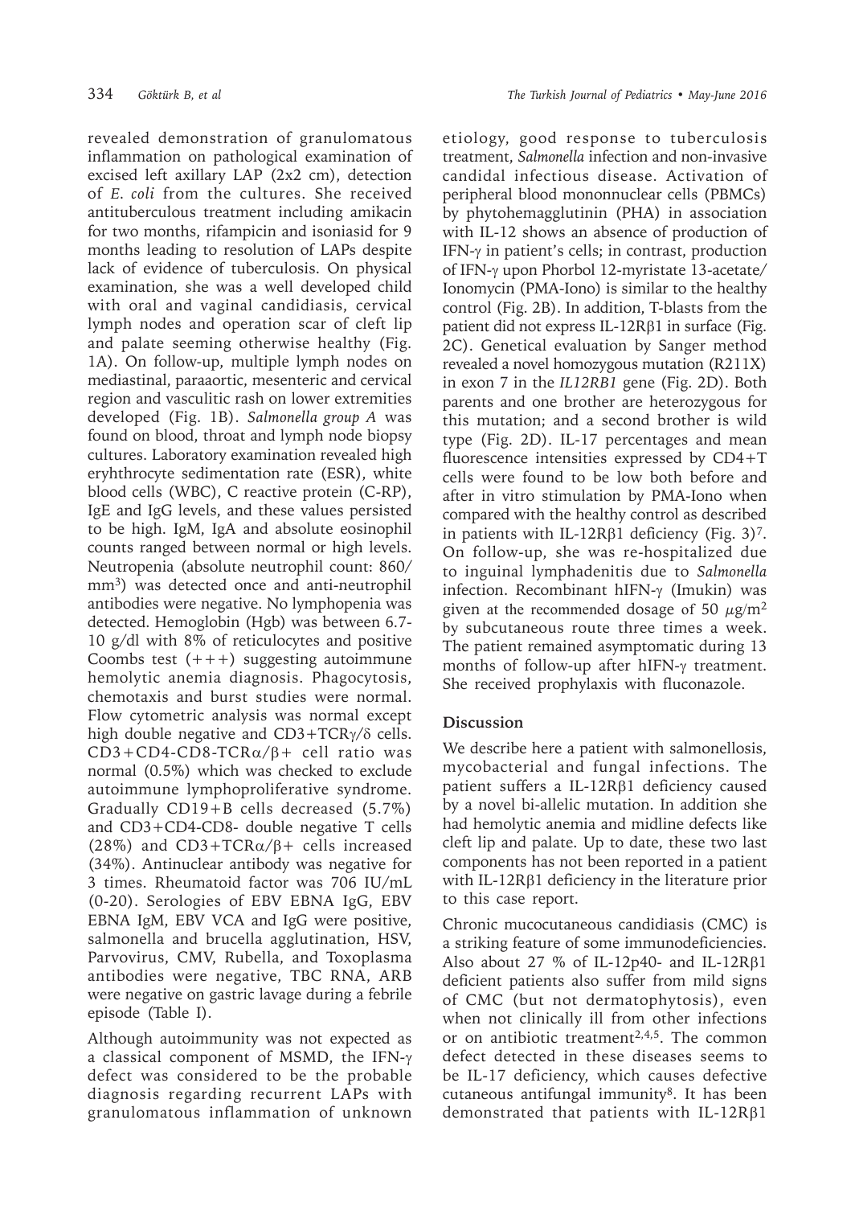revealed demonstration of granulomatous inflammation on pathological examination of excised left axillary LAP (2x2 cm), detection of *E. coli* from the cultures. She received antituberculous treatment including amikacin for two months, rifampicin and isoniasid for 9 months leading to resolution of LAPs despite lack of evidence of tuberculosis. On physical examination, she was a well developed child with oral and vaginal candidiasis, cervical lymph nodes and operation scar of cleft lip and palate seeming otherwise healthy (Fig. 1A). On follow-up, multiple lymph nodes on mediastinal, paraaortic, mesenteric and cervical region and vasculitic rash on lower extremities developed (Fig. 1B). *Salmonella group A* was found on blood, throat and lymph node biopsy cultures. Laboratory examination revealed high eryhthrocyte sedimentation rate (ESR), white blood cells (WBC), C reactive protein (C-RP), IgE and IgG levels, and these values persisted to be high. IgM, IgA and absolute eosinophil counts ranged between normal or high levels. Neutropenia (absolute neutrophil count: 860/mm$^3$) was detected once and anti-neutrophil antibodies were negative. No lymphopenia was detected. Hemoglobin (Hgb) was between 6.7-10 g/dl with 8% of reticulocytes and positive Coombs test (+++) suggesting autoimmune hemolytic anemia diagnosis. Phagocytosis, chemotaxis and burst studies were normal. Flow cytometric analysis was normal except high double negative and CD3+TCRγ/δ cells. CD3+CD4-CD8-TCRα/β+ cell ratio was normal (0.5%) which was checked to exclude autoimmune lymphoproliferative syndrome. Gradually CD19+B cells decreased (5.7%) and CD3+CD4-CD8- double negative T cells (28%) and CD3+TCRα/β+ cells increased (34%). Antinuclear antibody was negative for 3 times. Rheumatoid factor was 706 IU/mL (0-20). Serologies of EBV EBNA IgG, EBV EBNA IgM, EBV VCA and IgG were positive, salmonella and brucella agglutination, HSV, Parvovirus, CMV, Rubella, and Toxoplasma antibodies were negative, TBC RNA, ARB were negative on gastric lavage during a febrile episode (Table I).

Although autoimmunity was not expected as a classical component of MSMD, the IFN-γ defect was considered to be the probable diagnosis regarding recurrent LAPs with granulomatous inflammation of unknown etiology, good response to tuberculosis treatment, *Salmonella* infection and non-invasive candidal infectious disease. Activation of peripheral blood mononnuclear cells (PBMCs) by phytohemagglutinin (PHA) in association with IL-12 shows an absence of production of IFN-γ in patient's cells; in contrast, production of IFN-γ upon Phorbol 12-myristate 13-acetate/Ionomycin (PMA-Iono) is similar to the healthy control (Fig. 2B). In addition, T-blasts from the patient did not express IL-12Rβ1 in surface (Fig. 2C). Genetical evaluation by Sanger method revealed a novel homozygous mutation (R211X) in exon 7 in the *IL12RB1* gene (Fig. 2D). Both parents and one brother are heterozygous for this mutation; and a second brother is wild type (Fig. 2D). IL-17 percentages and mean fluorescence intensities expressed by CD4+T cells were found to be low both before and after in vitro stimulation by PMA-Iono when compared with the healthy control as described in patients with IL-12Rβ1 deficiency (Fig. 3)[7]. On follow-up, she was re-hospitalized due to inguinal lymphadenitis due to *Salmonella* infection. Recombinant hIFN-γ (Imukin) was given at the recommended dosage of 50 $\mu$g/m$^2$ by subcutaneous route three times a week. The patient remained asymptomatic during 13 months of follow-up after hIFN-γ treatment. She received prophylaxis with fluconazole.

## Discussion

We describe here a patient with salmonellosis, mycobacterial and fungal infections. The patient suffers a IL-12Rβ1 deficiency caused by a novel bi-allelic mutation. In addition she had hemolytic anemia and midline defects like cleft lip and palate. Up to date, these two last components has not been reported in a patient with IL-12Rβ1 deficiency in the literature prior to this case report.

Chronic mucocutaneous candidiasis (CMC) is a striking feature of some immunodeficiencies. Also about 27 % of IL-12p40- and IL-12Rβ1 deficient patients also suffer from mild signs of CMC (but not dermatophytosis), even when not clinically ill from other infections or on antibiotic treatment[2,4,5]. The common defect detected in these diseases seems to be IL-17 deficiency, which causes defective cutaneous antifungal immunity[8]. It has been demonstrated that patients with IL-12Rβ1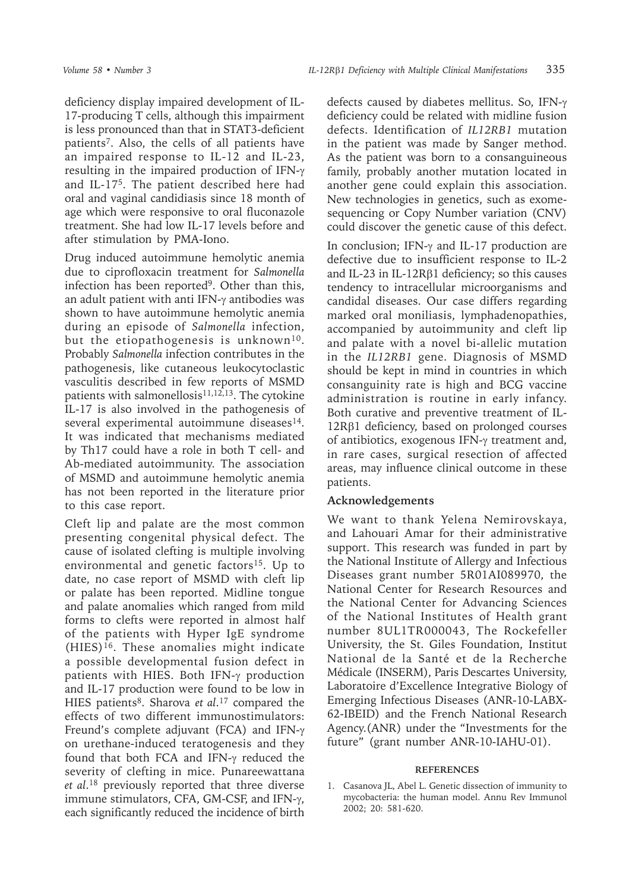deficiency display impaired development of IL-17-producing T cells, although this impairment is less pronounced than that in STAT3-deficient patients[7]. Also, the cells of all patients have an impaired response to IL-12 and IL-23, resulting in the impaired production of IFN-γ and IL-17[5]. The patient described here had oral and vaginal candidiasis since 18 month of age which were responsive to oral fluconazole treatment. She had low IL-17 levels before and after stimulation by PMA-Iono.

Drug induced autoimmune hemolytic anemia due to ciprofloxacin treatment for *Salmonella* infection has been reported[9]. Other than this, an adult patient with anti IFN-γ antibodies was shown to have autoimmune hemolytic anemia during an episode of *Salmonella* infection, but the etiopathogenesis is unknown[10]. Probably *Salmonella* infection contributes in the pathogenesis, like cutaneous leukocytoclastic vasculitis described in few reports of MSMD patients with salmonellosis[11,12,13]. The cytokine IL-17 is also involved in the pathogenesis of several experimental autoimmune diseases[14]. It was indicated that mechanisms mediated by Th17 could have a role in both T cell- and Ab-mediated autoimmunity. The association of MSMD and autoimmune hemolytic anemia has not been reported in the literature prior to this case report.

Cleft lip and palate are the most common presenting congenital physical defect. The cause of isolated clefting is multiple involving environmental and genetic factors[15]. Up to date, no case report of MSMD with cleft lip or palate has been reported. Midline tongue and palate anomalies which ranged from mild forms to clefts were reported in almost half of the patients with Hyper IgE syndrome (HIES)[16]. These anomalies might indicate a possible developmental fusion defect in patients with HIES. Both IFN-γ production and IL-17 production were found to be low in HIES patients[8]. Sharova *et al*.[17] compared the effects of two different immunostimulators: Freund's complete adjuvant (FCA) and IFN-γ on urethane-induced teratogenesis and they found that both FCA and IFN-γ reduced the severity of clefting in mice. Punareewattana *et al*.[18] previously reported that three diverse immune stimulators, CFA, GM-CSF, and IFN-γ, each significantly reduced the incidence of birth defects caused by diabetes mellitus. So, IFN-γ deficiency could be related with midline fusion defects. Identification of *IL12RB1* mutation in the patient was made by Sanger method. As the patient was born to a consanguineous family, probably another mutation located in another gene could explain this association. New technologies in genetics, such as exome-sequencing or Copy Number variation (CNV) could discover the genetic cause of this defect.

In conclusion; IFN-γ and IL-17 production are defective due to insufficient response to IL-2 and IL-23 in IL-12Rβ1 deficiency; so this causes tendency to intracellular microorganisms and candidal diseases. Our case differs regarding marked oral moniliasis, lymphadenopathies, accompanied by autoimmunity and cleft lip and palate with a novel bi-allelic mutation in the *IL12RB1* gene. Diagnosis of MSMD should be kept in mind in countries in which consanguinity rate is high and BCG vaccine administration is routine in early infancy. Both curative and preventive treatment of IL-12Rβ1 deficiency, based on prolonged courses of antibiotics, exogenous IFN-γ treatment and, in rare cases, surgical resection of affected areas, may influence clinical outcome in these patients.

## Acknowledgements

We want to thank Yelena Nemirovskaya, and Lahouari Amar for their administrative support. This research was funded in part by the National Institute of Allergy and Infectious Diseases grant number 5R01AI089970, the National Center for Research Resources and the National Center for Advancing Sciences of the National Institutes of Health grant number 8UL1TR000043, The Rockefeller University, the St. Giles Foundation, Institut National de la Santé et de la Recherche Médicale (INSERM), Paris Descartes University, Laboratoire d'Excellence Integrative Biology of Emerging Infectious Diseases (ANR-10-LABX-62-IBEID) and the French National Research Agency.(ANR) under the "Investments for the future" (grant number ANR-10-IAHU-01).

## REFERENCES

1. Casanova JL, Abel L. Genetic dissection of immunity to mycobacteria: the human model. Annu Rev Immunol 2002; 20: 581-620.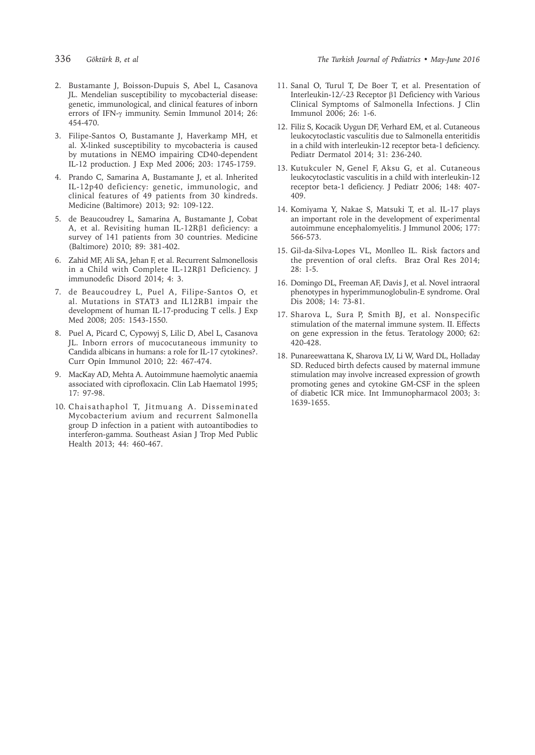2. Bustamante J, Boisson-Dupuis S, Abel L, Casanova JL. Mendelian susceptibility to mycobacterial disease: genetic, immunological, and clinical features of inborn errors of IFN-γ immunity. Semin Immunol 2014; 26: 454-470.
3. Filipe-Santos O, Bustamante J, Haverkamp MH, et al. X-linked susceptibility to mycobacteria is caused by mutations in NEMO impairing CD40-dependent IL-12 production. J Exp Med 2006; 203: 1745-1759.
4. Prando C, Samarina A, Bustamante J, et al. Inherited IL-12p40 deficiency: genetic, immunologic, and clinical features of 49 patients from 30 kindreds. Medicine (Baltimore) 2013; 92: 109-122.
5. de Beaucoudrey L, Samarina A, Bustamante J, Cobat A, et al. Revisiting human IL-12Rβ1 deficiency: a survey of 141 patients from 30 countries. Medicine (Baltimore) 2010; 89: 381-402.
6. Zahid MF, Ali SA, Jehan F, et al. Recurrent Salmonellosis in a Child with Complete IL-12Rβ1 Deficiency. J immunodefic Disord 2014; 4: 3.
7. de Beaucoudrey L, Puel A, Filipe-Santos O, et al. Mutations in STAT3 and IL12RB1 impair the development of human IL-17-producing T cells. J Exp Med 2008; 205: 1543-1550.
8. Puel A, Picard C, Cypowyj S, Lilic D, Abel L, Casanova JL. Inborn errors of mucocutaneous immunity to Candida albicans in humans: a role for IL-17 cytokines?. Curr Opin Immunol 2010; 22: 467-474.
9. MacKay AD, Mehta A. Autoimmune haemolytic anaemia associated with ciprofloxacin. Clin Lab Haematol 1995; 17: 97-98.
10. Chaisathaphol T, Jitmuang A. Disseminated Mycobacterium avium and recurrent Salmonella group D infection in a patient with autoantibodies to interferon-gamma. Southeast Asian J Trop Med Public Health 2013; 44: 460-467.
11. Sanal O, Turul T, De Boer T, et al. Presentation of Interleukin-12/-23 Receptor β1 Deficiency with Various Clinical Symptoms of Salmonella Infections. J Clin Immunol 2006; 26: 1-6.
12. Filiz S, Kocacik Uygun DF, Verhard EM, et al. Cutaneous leukocytoclastic vasculitis due to Salmonella enteritidis in a child with interleukin-12 receptor beta-1 deficiency. Pediatr Dermatol 2014; 31: 236-240.
13. Kutukculer N, Genel F, Aksu G, et al. Cutaneous leukocytoclastic vasculitis in a child with interleukin-12 receptor beta-1 deficiency. J Pediatr 2006; 148: 407-409.
14. Komiyama Y, Nakae S, Matsuki T, et al. IL-17 plays an important role in the development of experimental autoimmune encephalomyelitis. J Immunol 2006; 177: 566-573.
15. Gil-da-Silva-Lopes VL, Monlleo IL. Risk factors and the prevention of oral clefts. Braz Oral Res 2014; 28: 1-5.
16. Domingo DL, Freeman AF, Davis J, et al. Novel intraoral phenotypes in hyperimmunoglobulin-E syndrome. Oral Dis 2008; 14: 73-81.
17. Sharova L, Sura P, Smith BJ, et al. Nonspecific stimulation of the maternal immune system. II. Effects on gene expression in the fetus. Teratology 2000; 62: 420-428.
18. Punareewattana K, Sharova LV, Li W, Ward DL, Holladay SD. Reduced birth defects caused by maternal immune stimulation may involve increased expression of growth promoting genes and cytokine GM-CSF in the spleen of diabetic ICR mice. Int Immunopharmacol 2003; 3: 1639-1655.